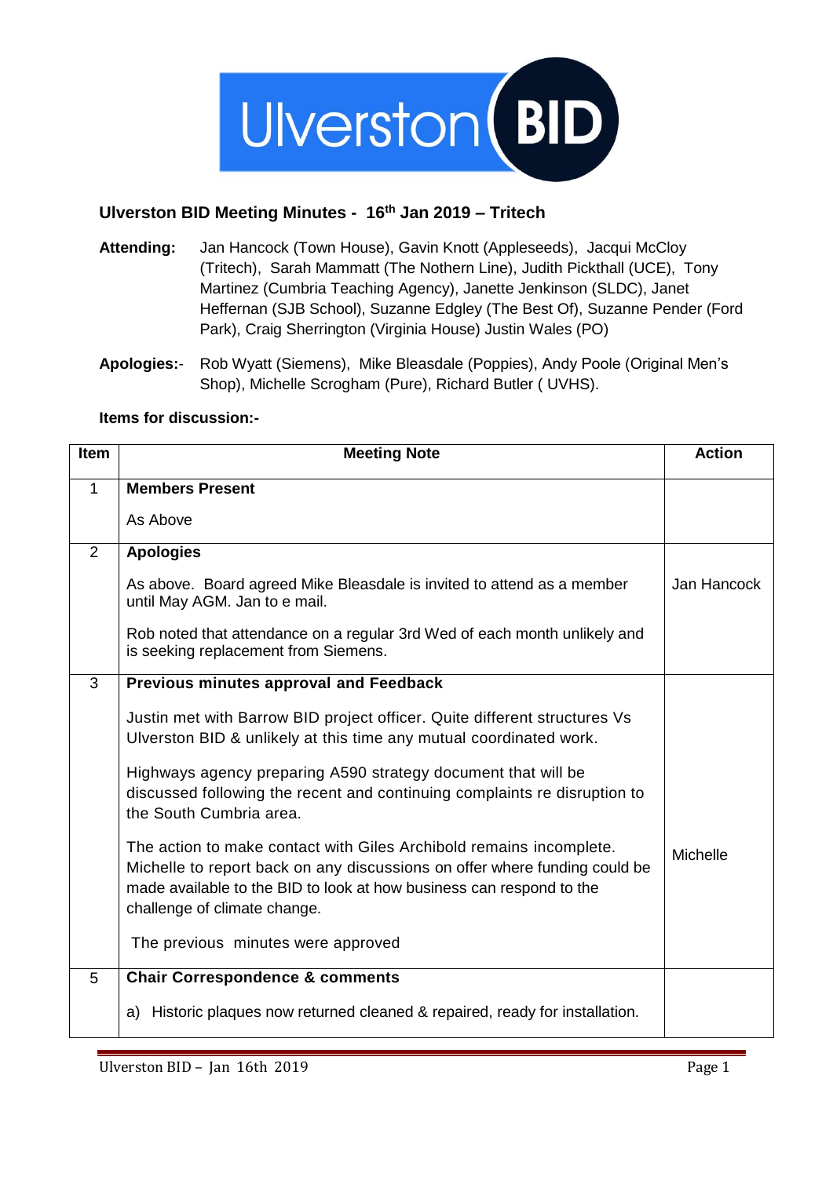# Ulverston BID

## Ulverston BID Meeting Minutes - 16th Jan 2019 – Tritech

**Attending:** Jan Hancock (Town House), Gavin Knott (Appleseeds), Jacqui McCloy (Tritech), Sarah Mammatt (The Nothern Line), Judith Pickthall (UCE), Tony Martinez (Cumbria Teaching Agency), Janette Jenkinson (SLDC), Janet Heffernan (SJB School), Suzanne Edgley (The Best Of), Suzanne Pender (Ford Park), Craig Sherrington (Virginia House) Justin Wales (PO)

**Apologies:-** Rob Wyatt (Siemens), Mike Bleasdale (Poppies), Andy Poole (Original Men's Shop), Michelle Scrogham (Pure), Richard Butler ( UVHS).

**Items for discussion:-**

| Item | Meeting Note | Action |
|---|---|---|
| 1 | **Members Present**<br><br>As Above | |
| 2 | **Apologies**<br><br>As above. Board agreed Mike Bleasdale is invited to attend as a member until May AGM. Jan to e mail.<br><br>Rob noted that attendance on a regular 3rd Wed of each month unlikely and is seeking replacement from Siemens. | Jan Hancock |
| 3 | **Previous minutes approval and Feedback**<br><br>Justin met with Barrow BID project officer. Quite different structures Vs Ulverston BID & unlikely at this time any mutual coordinated work.<br><br>Highways agency preparing A590 strategy document that will be discussed following the recent and continuing complaints re disruption to the South Cumbria area.<br><br>The action to make contact with Giles Archibold remains incomplete. Michelle to report back on any discussions on offer where funding could be made available to the BID to look at how business can respond to the challenge of climate change.<br><br>The previous minutes were approved | Michelle |
| 5 | **Chair Correspondence & comments**<br><br>a) Historic plaques now returned cleaned & repaired, ready for installation. | |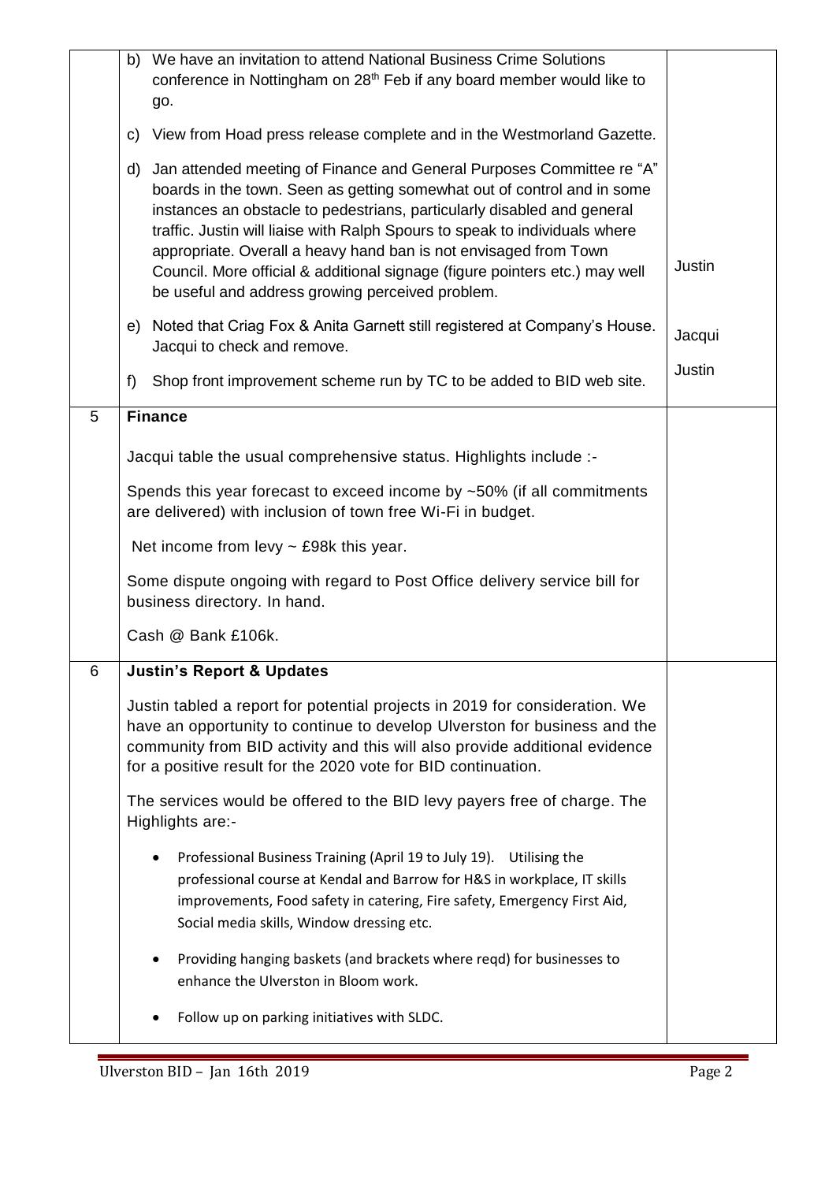| | | |
|---|---|---|
| | b) We have an invitation to attend National Business Crime Solutions conference in Nottingham on 28th Feb if any board member would like to go.<br><br>c) View from Hoad press release complete and in the Westmorland Gazette.<br><br>d) Jan attended meeting of Finance and General Purposes Committee re "A" boards in the town. Seen as getting somewhat out of control and in some instances an obstacle to pedestrians, particularly disabled and general traffic. Justin will liaise with Ralph Spours to speak to individuals where appropriate. Overall a heavy hand ban is not envisaged from Town Council. More official & additional signage (figure pointers etc.) may well be useful and address growing perceived problem.<br><br>e) Noted that Criag Fox & Anita Garnett still registered at Company's House. Jacqui to check and remove.<br><br>f) Shop front improvement scheme run by TC to be added to BID web site. | Justin<br><br>Jacqui<br><br>Justin |
| 5 | **Finance**<br><br>Jacqui table the usual comprehensive status. Highlights include :-<br><br>Spends this year forecast to exceed income by ~50% (if all commitments are delivered) with inclusion of town free Wi-Fi in budget.<br><br>Net income from levy ~ £98k this year.<br><br>Some dispute ongoing with regard to Post Office delivery service bill for business directory. In hand.<br><br>Cash @ Bank £106k. | |
| 6 | **Justin's Report & Updates**<br><br>Justin tabled a report for potential projects in 2019 for consideration. We have an opportunity to continue to develop Ulverston for business and the community from BID activity and this will also provide additional evidence for a positive result for the 2020 vote for BID continuation.<br><br>The services would be offered to the BID levy payers free of charge. The Highlights are:-<br><br>• Professional Business Training (April 19 to July 19). Utilising the professional course at Kendal and Barrow for H&S in workplace, IT skills improvements, Food safety in catering, Fire safety, Emergency First Aid, Social media skills, Window dressing etc.<br><br>• Providing hanging baskets (and brackets where reqd) for businesses to enhance the Ulverston in Bloom work.<br><br>• Follow up on parking initiatives with SLDC. | |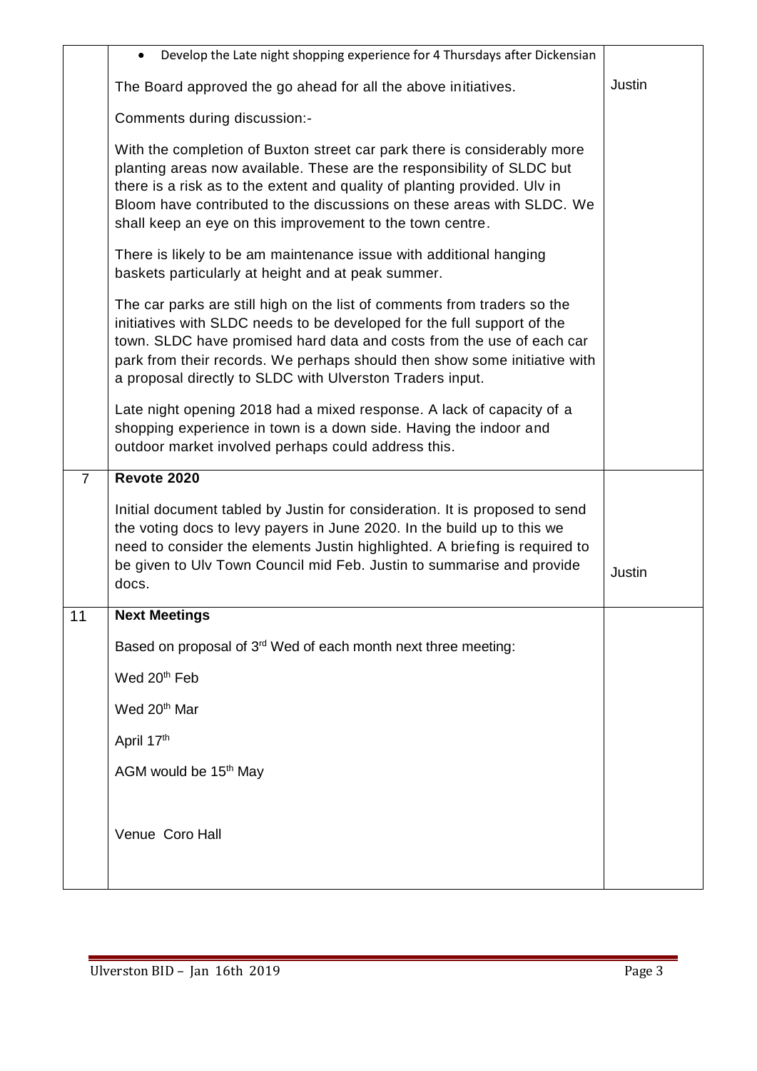| | | |
|---|---|---|
| | • Develop the Late night shopping experience for 4 Thursdays after Dickensian<br><br>The Board approved the go ahead for all the above initiatives.<br><br>Comments during discussion:-<br><br>With the completion of Buxton street car park there is considerably more planting areas now available. These are the responsibility of SLDC but there is a risk as to the extent and quality of planting provided. Ulv in Bloom have contributed to the discussions on these areas with SLDC. We shall keep an eye on this improvement to the town centre.<br><br>There is likely to be am maintenance issue with additional hanging baskets particularly at height and at peak summer.<br><br>The car parks are still high on the list of comments from traders so the initiatives with SLDC needs to be developed for the full support of the town. SLDC have promised hard data and costs from the use of each car park from their records. We perhaps should then show some initiative with a proposal directly to SLDC with Ulverston Traders input.<br><br>Late night opening 2018 had a mixed response. A lack of capacity of a shopping experience in town is a down side. Having the indoor and outdoor market involved perhaps could address this. | Justin |
| 7 | **Revote 2020**<br><br>Initial document tabled by Justin for consideration. It is proposed to send the voting docs to levy payers in June 2020. In the build up to this we need to consider the elements Justin highlighted. A briefing is required to be given to Ulv Town Council mid Feb. Justin to summarise and provide docs. | Justin |
| 11 | **Next Meetings**<br><br>Based on proposal of 3rd Wed of each month next three meeting:<br><br>Wed 20th Feb<br><br>Wed 20th Mar<br><br>April 17th<br><br>AGM would be 15th May<br><br>Venue Coro Hall | |